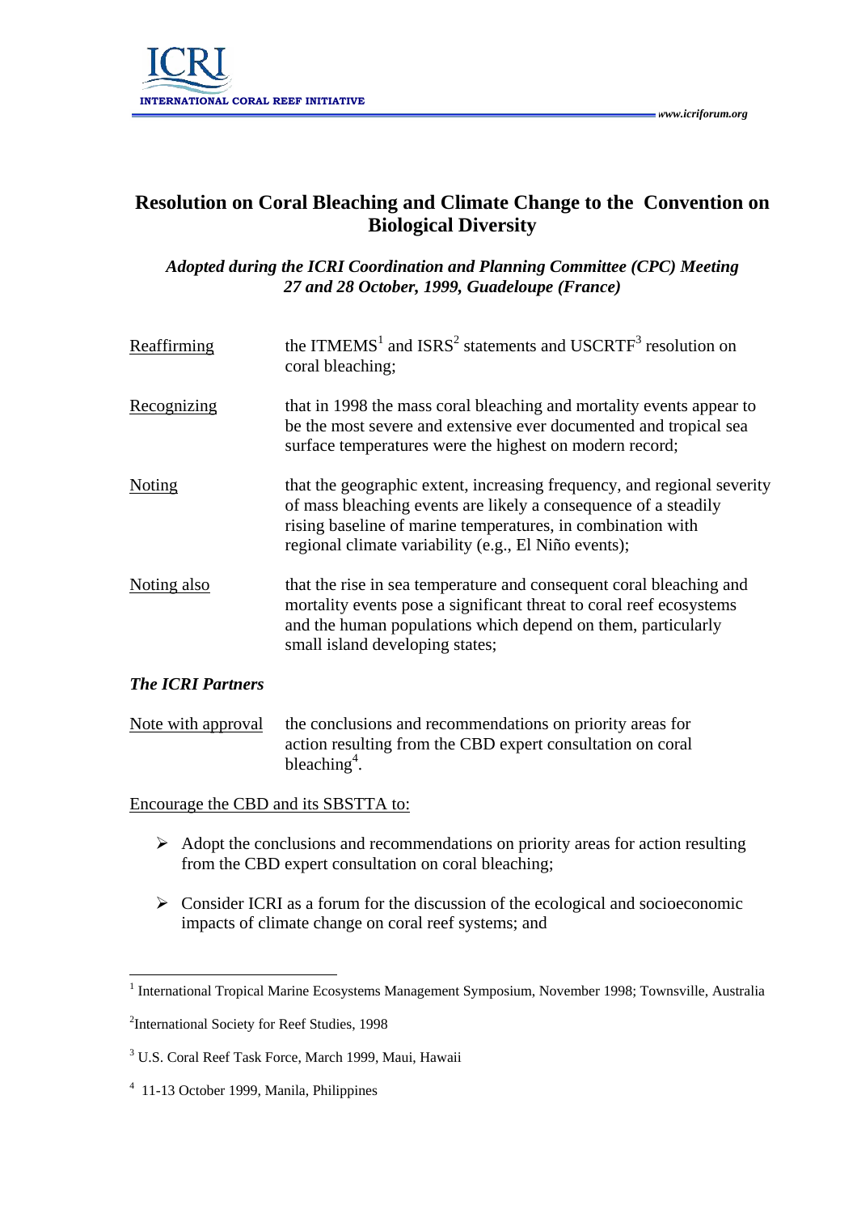# Resolution on Coral Bleaching and Climate Change to the Convention on Biological Diversity

*Adopted during the ICRI Coordination and Planning Committee (CPC) Meeting 27 and 28 October, 1999, Guadeloupe (France)*

Reaffirming the ITMEMS[1] and ISRS[2] statements and USCRTF[3] resolution on coral bleaching;

Recognizing that in 1998 the mass coral bleaching and mortality events appear to be the most severe and extensive ever documented and tropical sea surface temperatures were the highest on modern record;

Noting that the geographic extent, increasing frequency, and regional severity of mass bleaching events are likely a consequence of a steadily rising baseline of marine temperatures, in combination with regional climate variability (e.g., El Niño events);

Noting also that the rise in sea temperature and consequent coral bleaching and mortality events pose a significant threat to coral reef ecosystems and the human populations which depend on them, particularly small island developing states;

***The ICRI Partners***

Note with approval the conclusions and recommendations on priority areas for action resulting from the CBD expert consultation on coral bleaching[4].

Encourage the CBD and its SBSTTA to:

- Adopt the conclusions and recommendations on priority areas for action resulting from the CBD expert consultation on coral bleaching;
- Consider ICRI as a forum for the discussion of the ecological and socioeconomic impacts of climate change on coral reef systems; and

---

[1] International Tropical Marine Ecosystems Management Symposium, November 1998; Townsville, Australia

[2] International Society for Reef Studies, 1998

[3] U.S. Coral Reef Task Force, March 1999, Maui, Hawaii

[4] 11-13 October 1999, Manila, Philippines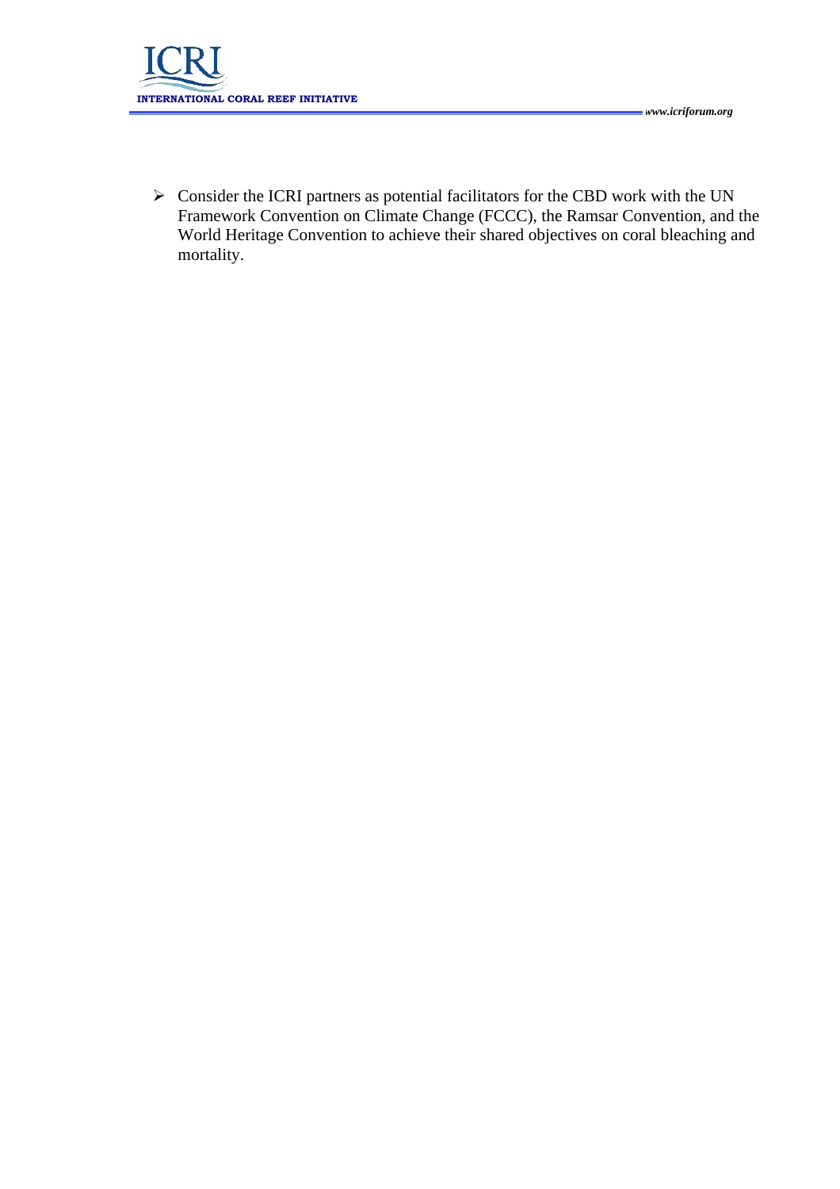- Consider the ICRI partners as potential facilitators for the CBD work with the UN Framework Convention on Climate Change (FCCC), the Ramsar Convention, and the World Heritage Convention to achieve their shared objectives on coral bleaching and mortality.